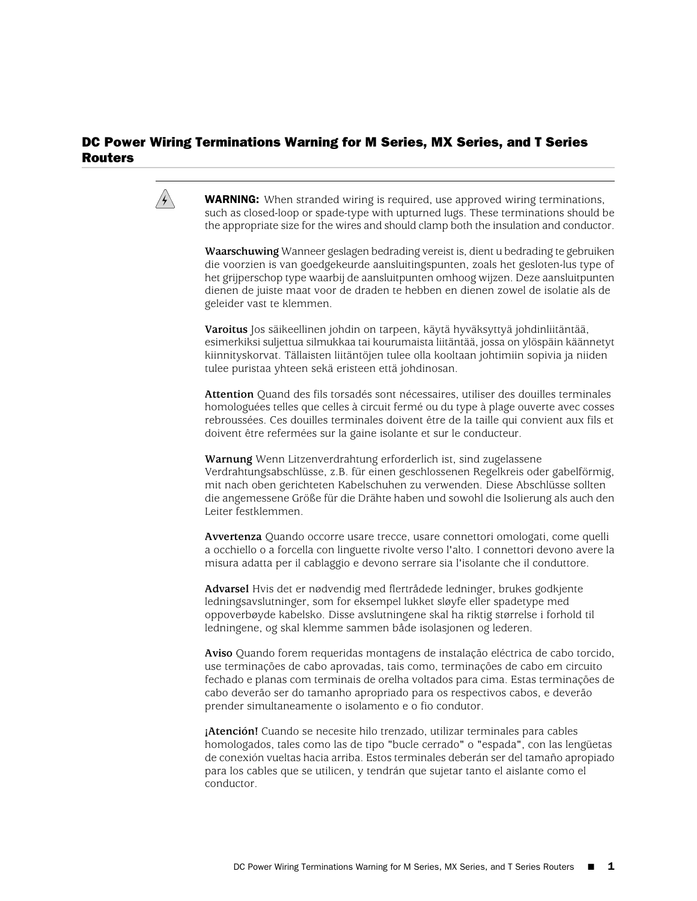## DC Power Wiring Terminations Warning for M Series, MX Series, and T Series Routers

**WARNING:** When stranded wiring is required, use approved wiring terminations, such as closed-loop or spade-type with upturned lugs. These terminations should be the appropriate size for the wires and should clamp both the insulation and conductor.

**Waarschuwing** Wanneer geslagen bedrading vereist is, dient u bedrading te gebruiken die voorzien is van goedgekeurde aansluitingspunten, zoals het gesloten-lus type of het grijperschop type waarbij de aansluitpunten omhoog wijzen. Deze aansluitpunten dienen de juiste maat voor de draden te hebben en dienen zowel de isolatie als de geleider vast te klemmen.

**Varoitus** Jos säikeellinen johdin on tarpeen, käytä hyväksyttyä johdinliitäntää, esimerkiksi suljettua silmukkaa tai kourumaista liitäntää, jossa on ylöspäin käännetyt kiinnityskorvat. Tällaisten liitäntöjen tulee olla kooltaan johtimiin sopivia ja niiden tulee puristaa yhteen sekä eristeen että johdinosan.

**Attention** Quand des fils torsadés sont nécessaires, utiliser des douilles terminales homologuées telles que celles à circuit fermé ou du type à plage ouverte avec cosses rebroussées. Ces douilles terminales doivent être de la taille qui convient aux fils et doivent être refermées sur la gaine isolante et sur le conducteur.

**Warnung** Wenn Litzenverdrahtung erforderlich ist, sind zugelassene Verdrahtungsabschlüsse, z.B. für einen geschlossenen Regelkreis oder gabelförmig, mit nach oben gerichteten Kabelschuhen zu verwenden. Diese Abschlüsse sollten die angemessene Größe für die Drähte haben und sowohl die Isolierung als auch den Leiter festklemmen.

**Avvertenza** Quando occorre usare trecce, usare connettori omologati, come quelli a occhiello o a forcella con linguette rivolte verso l'alto. I connettori devono avere la misura adatta per il cablaggio e devono serrare sia l'isolante che il conduttore.

**Advarsel** Hvis det er nødvendig med flertrådede ledninger, brukes godkjente ledningsavslutninger, som for eksempel lukket sløyfe eller spadetype med oppoverbøyde kabelsko. Disse avslutningene skal ha riktig størrelse i forhold til ledningene, og skal klemme sammen både isolasjonen og lederen.

**Aviso** Quando forem requeridas montagens de instalação eléctrica de cabo torcido, use terminações de cabo aprovadas, tais como, terminações de cabo em circuito fechado e planas com terminais de orelha voltados para cima. Estas terminações de cabo deverão ser do tamanho apropriado para os respectivos cabos, e deverão prender simultaneamente o isolamento e o fio condutor.

**¡Atención!** Cuando se necesite hilo trenzado, utilizar terminales para cables homologados, tales como las de tipo "bucle cerrado" o "espada", con las lengüetas de conexión vueltas hacia arriba. Estos terminales deberán ser del tamaño apropiado para los cables que se utilicen, y tendrán que sujetar tanto el aislante como el conductor.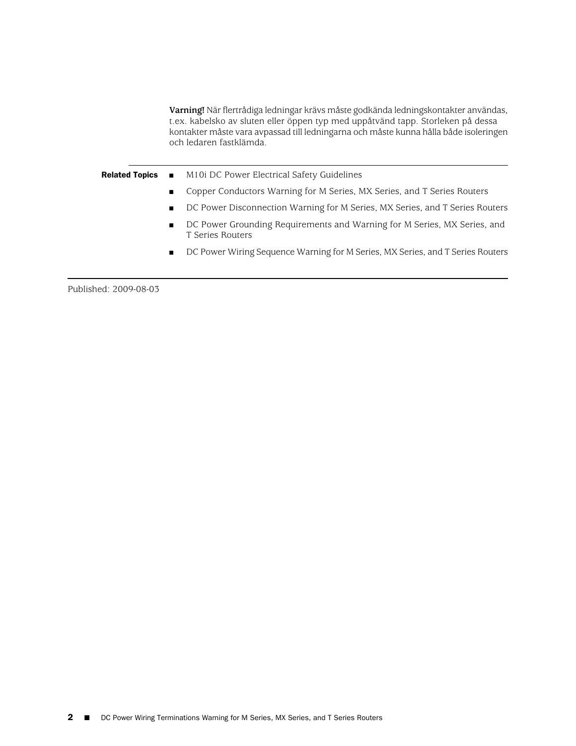**Varning!** När flertrådiga ledningar krävs måste godkända ledningskontakter användas, t.ex. kabelsko av sluten eller öppen typ med uppåtvänd tapp. Storleken på dessa kontakter måste vara avpassad till ledningarna och måste kunna hålla både isoleringen och ledaren fastklämda.

**Related Topics**

- M10i DC Power Electrical Safety Guidelines
- Copper Conductors Warning for M Series, MX Series, and T Series Routers
- DC Power Disconnection Warning for M Series, MX Series, and T Series Routers
- DC Power Grounding Requirements and Warning for M Series, MX Series, and T Series Routers
- DC Power Wiring Sequence Warning for M Series, MX Series, and T Series Routers

Published: 2009-08-03